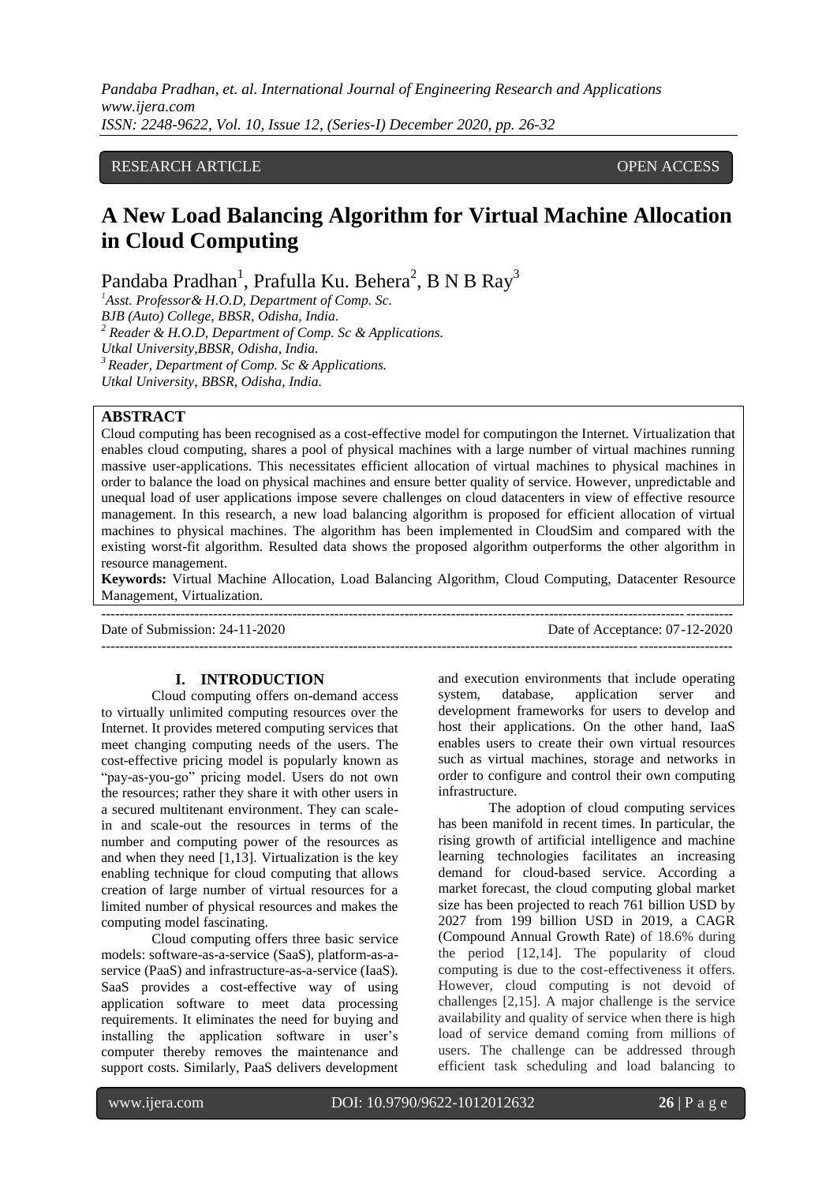RESEARCH ARTICLE OPEN ACCESS

# A New Load Balancing Algorithm for Virtual Machine Allocation in Cloud Computing

Pandaba Pradhan[1], Prafulla Ku. Behera[2], B N B Ray[3]

[1]Asst. Professor& H.O.D, Department of Comp. Sc.
BJB (Auto) College, BBSR, Odisha, India.
[2] Reader & H.O.D, Department of Comp. Sc & Applications.
Utkal University,BBSR, Odisha, India.
[3] Reader, Department of Comp. Sc & Applications.
Utkal University, BBSR, Odisha, India.

**ABSTRACT**

Cloud computing has been recognised as a cost-effective model for computingon the Internet. Virtualization that enables cloud computing, shares a pool of physical machines with a large number of virtual machines running massive user-applications. This necessitates efficient allocation of virtual machines to physical machines in order to balance the load on physical machines and ensure better quality of service. However, unpredictable and unequal load of user applications impose severe challenges on cloud datacenters in view of effective resource management. In this research, a new load balancing algorithm is proposed for efficient allocation of virtual machines to physical machines. The algorithm has been implemented in CloudSim and compared with the existing worst-fit algorithm. Resulted data shows the proposed algorithm outperforms the other algorithm in resource management.

**Keywords:** Virtual Machine Allocation, Load Balancing Algorithm, Cloud Computing, Datacenter Resource Management, Virtualization.

---

Date of Submission: 24-11-2020 Date of Acceptance: 07-12-2020

---

## I. INTRODUCTION

Cloud computing offers on-demand access to virtually unlimited computing resources over the Internet. It provides metered computing services that meet changing computing needs of the users. The cost-effective pricing model is popularly known as "pay-as-you-go" pricing model. Users do not own the resources; rather they share it with other users in a secured multitenant environment. They can scale-in and scale-out the resources in terms of the number and computing power of the resources as and when they need [1,13]. Virtualization is the key enabling technique for cloud computing that allows creation of large number of virtual resources for a limited number of physical resources and makes the computing model fascinating.

Cloud computing offers three basic service models: software-as-a-service (SaaS), platform-as-a-service (PaaS) and infrastructure-as-a-service (IaaS). SaaS provides a cost-effective way of using application software to meet data processing requirements. It eliminates the need for buying and installing the application software in user's computer thereby removes the maintenance and support costs. Similarly, PaaS delivers development and execution environments that include operating system, database, application server and development frameworks for users to develop and host their applications. On the other hand, IaaS enables users to create their own virtual resources such as virtual machines, storage and networks in order to configure and control their own computing infrastructure.

The adoption of cloud computing services has been manifold in recent times. In particular, the rising growth of artificial intelligence and machine learning technologies facilitates an increasing demand for cloud-based service. According a market forecast, the cloud computing global market size has been projected to reach 761 billion USD by 2027 from 199 billion USD in 2019, a CAGR (Compound Annual Growth Rate) of 18.6% during the period [12,14]. The popularity of cloud computing is due to the cost-effectiveness it offers. However, cloud computing is not devoid of challenges [2,15]. A major challenge is the service availability and quality of service when there is high load of service demand coming from millions of users. The challenge can be addressed through efficient task scheduling and load balancing to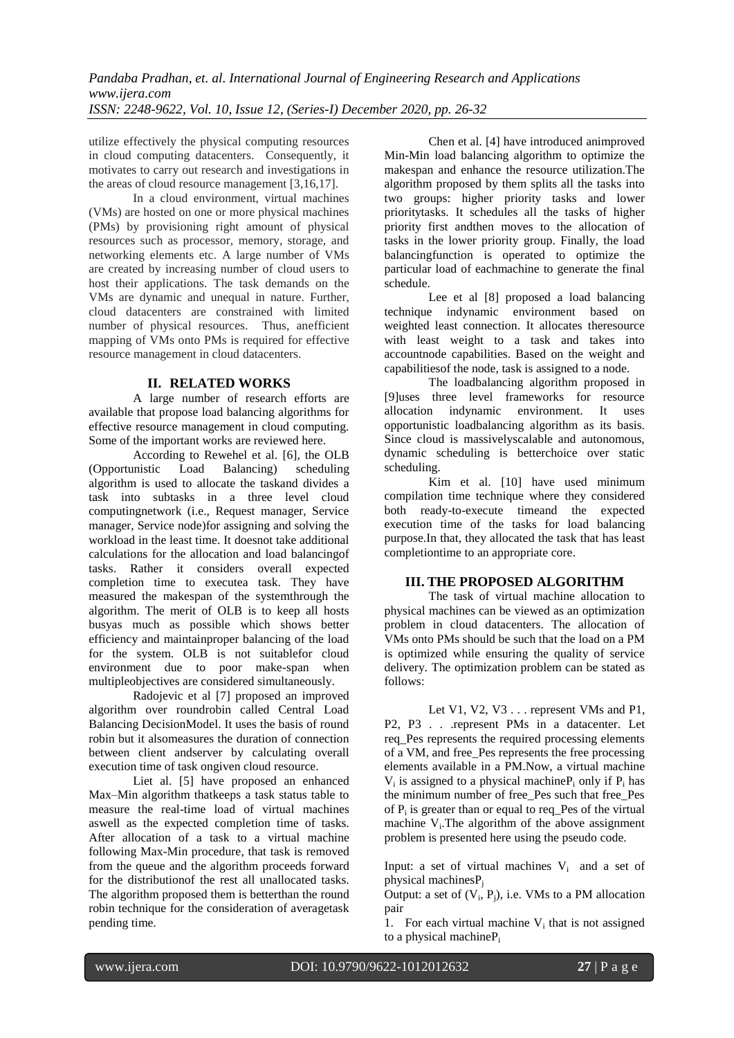utilize effectively the physical computing resources in cloud computing datacenters. Consequently, it motivates to carry out research and investigations in the areas of cloud resource management [3,16,17].

In a cloud environment, virtual machines (VMs) are hosted on one or more physical machines (PMs) by provisioning right amount of physical resources such as processor, memory, storage, and networking elements etc. A large number of VMs are created by increasing number of cloud users to host their applications. The task demands on the VMs are dynamic and unequal in nature. Further, cloud datacenters are constrained with limited number of physical resources. Thus, anefficient mapping of VMs onto PMs is required for effective resource management in cloud datacenters.

## II. RELATED WORKS

A large number of research efforts are available that propose load balancing algorithms for effective resource management in cloud computing. Some of the important works are reviewed here.

According to Rewehel et al. [6], the OLB (Opportunistic Load Balancing) scheduling algorithm is used to allocate the taskand divides a task into subtasks in a three level cloud computingnetwork (i.e., Request manager, Service manager, Service node)for assigning and solving the workload in the least time. It doesnot take additional calculations for the allocation and load balancingof tasks. Rather it considers overall expected completion time to executea task. They have measured the makespan of the systemthrough the algorithm. The merit of OLB is to keep all hosts busyas much as possible which shows better efficiency and maintainproper balancing of the load for the system. OLB is not suitablefor cloud environment due to poor make-span when multipleobjectives are considered simultaneously.

Radojevic et al [7] proposed an improved algorithm over roundrobin called Central Load Balancing DecisionModel. It uses the basis of round robin but it alsomeasures the duration of connection between client andserver by calculating overall execution time of task ongiven cloud resource.

Liet al. [5] have proposed an enhanced Max–Min algorithm thatkeeps a task status table to measure the real-time load of virtual machines aswell as the expected completion time of tasks. After allocation of a task to a virtual machine following Max-Min procedure, that task is removed from the queue and the algorithm proceeds forward for the distributionof the rest all unallocated tasks. The algorithm proposed them is betterthan the round robin technique for the consideration of averagetask pending time.

Chen et al. [4] have introduced animproved Min-Min load balancing algorithm to optimize the makespan and enhance the resource utilization.The algorithm proposed by them splits all the tasks into two groups: higher priority tasks and lower prioritytasks. It schedules all the tasks of higher priority first andthen moves to the allocation of tasks in the lower priority group. Finally, the load balancingfunction is operated to optimize the particular load of eachmachine to generate the final schedule.

Lee et al [8] proposed a load balancing technique indynamic environment based on weighted least connection. It allocates theresource with least weight to a task and takes into accountnode capabilities. Based on the weight and capabilitiesof the node, task is assigned to a node.

The loadbalancing algorithm proposed in [9]uses three level frameworks for resource allocation indynamic environment. It uses opportunistic loadbalancing algorithm as its basis. Since cloud is massivelyscalable and autonomous, dynamic scheduling is betterchoice over static scheduling.

Kim et al. [10] have used minimum compilation time technique where they considered both ready-to-execute timeand the expected execution time of the tasks for load balancing purpose.In that, they allocated the task that has least completiontime to an appropriate core.

## III. THE PROPOSED ALGORITHM

The task of virtual machine allocation to physical machines can be viewed as an optimization problem in cloud datacenters. The allocation of VMs onto PMs should be such that the load on a PM is optimized while ensuring the quality of service delivery. The optimization problem can be stated as follows:

Let V1, V2, V3 . . . represent VMs and P1, P2, P3 . . .represent PMs in a datacenter. Let req_Pes represents the required processing elements of a VM, and free_Pes represents the free processing elements available in a PM.Now, a virtual machine $V_i$ is assigned to a physical machine$P_i$ only if $P_i$ has the minimum number of free_Pes such that free_Pes of $P_i$ is greater than or equal to req_Pes of the virtual machine $V_i$.The algorithm of the above assignment problem is presented here using the pseudo code.

Input: a set of virtual machines $V_i$ and a set of physical machines$P_j$

Output: a set of ($V_i$, $P_j$), i.e. VMs to a PM allocation pair

1. For each virtual machine $V_i$ that is not assigned to a physical machine$P_i$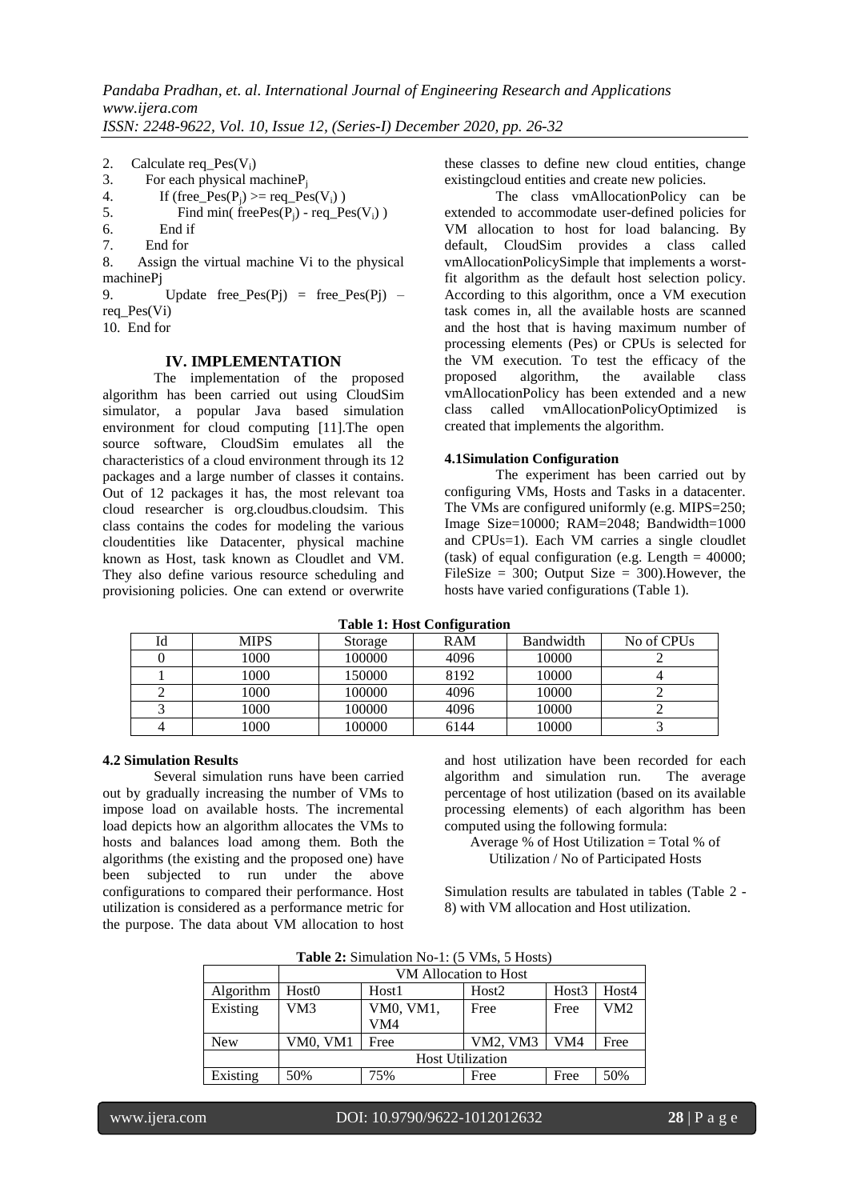2. Calculate req_Pes($V_i$)
3. For each physical machine $P_j$
4. If (free_Pes($P_j$) >= req_Pes($V_i$) )
5. Find min( freePes($P_j$) - req_Pes($V_i$) )
6. End if
7. End for
8. Assign the virtual machine Vi to the physical machinePj
9. Update free_Pes(Pj) = free_Pes(Pj) – req_Pes(Vi)
10. End for

## IV. IMPLEMENTATION

The implementation of the proposed algorithm has been carried out using CloudSim simulator, a popular Java based simulation environment for cloud computing [11].The open source software, CloudSim emulates all the characteristics of a cloud environment through its 12 packages and a large number of classes it contains. Out of 12 packages it has, the most relevant toa cloud researcher is org.cloudbus.cloudsim. This class contains the codes for modeling the various cloudentities like Datacenter, physical machine known as Host, task known as Cloudlet and VM. They also define various resource scheduling and provisioning policies. One can extend or overwrite these classes to define new cloud entities, change existingcloud entities and create new policies.

The class vmAllocationPolicy can be extended to accommodate user-defined policies for VM allocation to host for load balancing. By default, CloudSim provides a class called vmAllocationPolicySimple that implements a worst-fit algorithm as the default host selection policy. According to this algorithm, once a VM execution task comes in, all the available hosts are scanned and the host that is having maximum number of processing elements (Pes) or CPUs is selected for the VM execution. To test the efficacy of the proposed algorithm, the available class vmAllocationPolicy has been extended and a new class called vmAllocationPolicyOptimized is created that implements the algorithm.

### 4.1Simulation Configuration

The experiment has been carried out by configuring VMs, Hosts and Tasks in a datacenter. The VMs are configured uniformly (e.g. MIPS=250; Image Size=10000; RAM=2048; Bandwidth=1000 and CPUs=1). Each VM carries a single cloudlet (task) of equal configuration (e.g. Length = 40000; FileSize = 300; Output Size = 300).However, the hosts have varied configurations (Table 1).

**Table 1: Host Configuration**

| Id | MIPS | Storage | RAM | Bandwidth | No of CPUs |
|---|---|---|---|---|---|
| 0 | 1000 | 100000 | 4096 | 10000 | 2 |
| 1 | 1000 | 150000 | 8192 | 10000 | 4 |
| 2 | 1000 | 100000 | 4096 | 10000 | 2 |
| 3 | 1000 | 100000 | 4096 | 10000 | 2 |
| 4 | 1000 | 100000 | 6144 | 10000 | 3 |

### 4.2 Simulation Results

Several simulation runs have been carried out by gradually increasing the number of VMs to impose load on available hosts. The incremental load depicts how an algorithm allocates the VMs to hosts and balances load among them. Both the algorithms (the existing and the proposed one) have been subjected to run under the above configurations to compared their performance. Host utilization is considered as a performance metric for the purpose. The data about VM allocation to host and host utilization have been recorded for each algorithm and simulation run. The average percentage of host utilization (based on its available processing elements) of each algorithm has been computed using the following formula:

Average % of Host Utilization = Total % of Utilization / No of Participated Hosts

Simulation results are tabulated in tables (Table 2 - 8) with VM allocation and Host utilization.

**Table 2:** Simulation No-1: (5 VMs, 5 Hosts)

| | VM Allocation to Host | | | | |
|---|---|---|---|---|---|
| Algorithm | Host0 | Host1 | Host2 | Host3 | Host4 |
| Existing | VM3 | VM0, VM1, VM4 | Free | Free | VM2 |
| New | VM0, VM1 | Free | VM2, VM3 | VM4 | Free |
| | Host Utilization | | | | |
| Existing | 50% | 75% | Free | Free | 50% |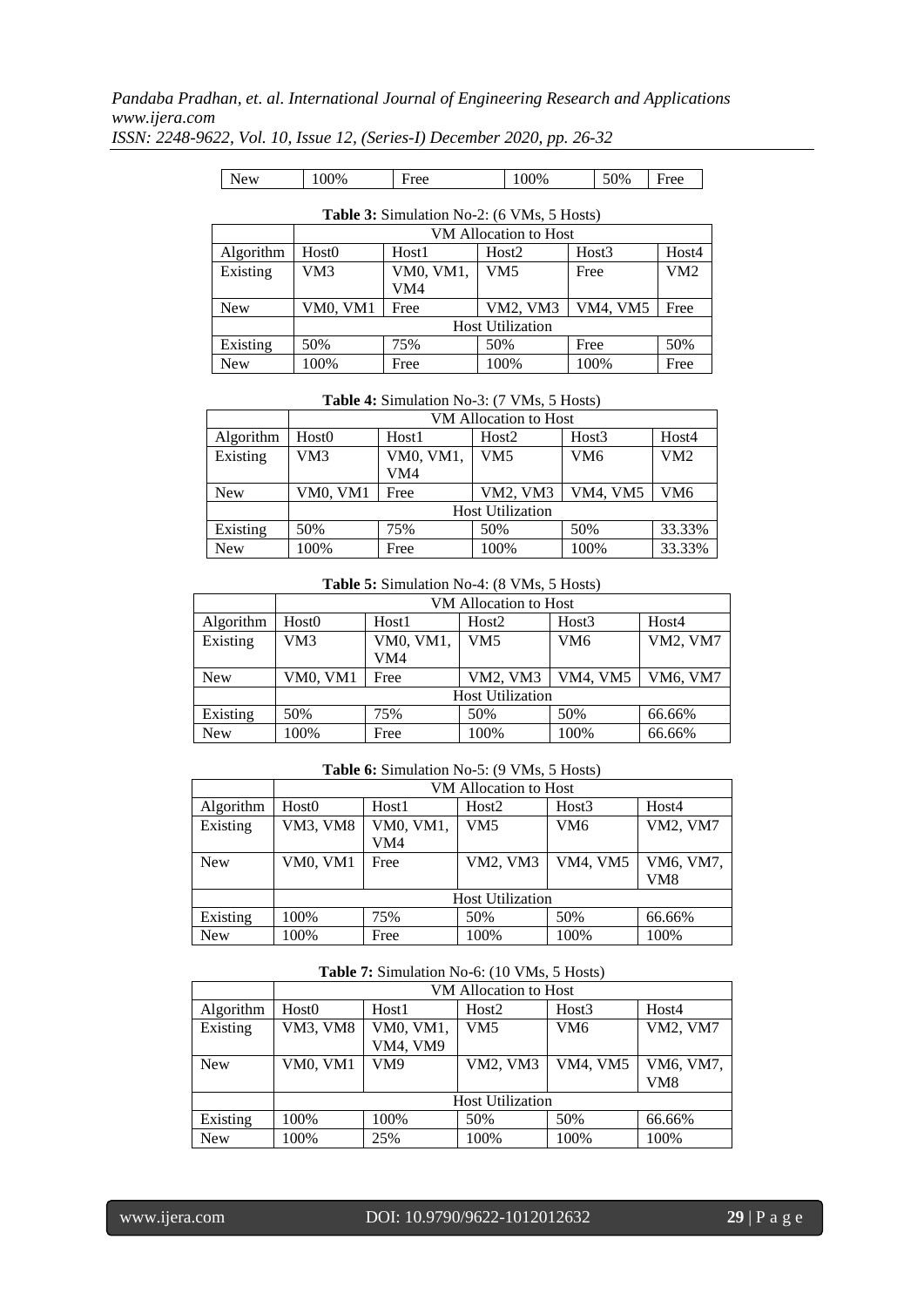| New | 100% | Free | 100% | 50% | Free |
|---|---|---|---|---|---|

**Table 3:** Simulation No-2: (6 VMs, 5 Hosts)

| | VM Allocation to Host | | | | |
|---|---|---|---|---|---|
| Algorithm | Host0 | Host1 | Host2 | Host3 | Host4 |
| Existing | VM3 | VM0, VM1, VM4 | VM5 | Free | VM2 |
| New | VM0, VM1 | Free | VM2, VM3 | VM4, VM5 | Free |
| | Host Utilization | | | | |
| Existing | 50% | 75% | 50% | Free | 50% |
| New | 100% | Free | 100% | 100% | Free |

**Table 4:** Simulation No-3: (7 VMs, 5 Hosts)

| | VM Allocation to Host | | | | |
|---|---|---|---|---|---|
| Algorithm | Host0 | Host1 | Host2 | Host3 | Host4 |
| Existing | VM3 | VM0, VM1, VM4 | VM5 | VM6 | VM2 |
| New | VM0, VM1 | Free | VM2, VM3 | VM4, VM5 | VM6 |
| | Host Utilization | | | | |
| Existing | 50% | 75% | 50% | 50% | 33.33% |
| New | 100% | Free | 100% | 100% | 33.33% |

**Table 5:** Simulation No-4: (8 VMs, 5 Hosts)

| | VM Allocation to Host | | | | |
|---|---|---|---|---|---|
| Algorithm | Host0 | Host1 | Host2 | Host3 | Host4 |
| Existing | VM3 | VM0, VM1, VM4 | VM5 | VM6 | VM2, VM7 |
| New | VM0, VM1 | Free | VM2, VM3 | VM4, VM5 | VM6, VM7 |
| | Host Utilization | | | | |
| Existing | 50% | 75% | 50% | 50% | 66.66% |
| New | 100% | Free | 100% | 100% | 66.66% |

**Table 6:** Simulation No-5: (9 VMs, 5 Hosts)

| | VM Allocation to Host | | | | |
|---|---|---|---|---|---|
| Algorithm | Host0 | Host1 | Host2 | Host3 | Host4 |
| Existing | VM3, VM8 | VM0, VM1, VM4 | VM5 | VM6 | VM2, VM7 |
| New | VM0, VM1 | Free | VM2, VM3 | VM4, VM5 | VM6, VM7, VM8 |
| | Host Utilization | | | | |
| Existing | 100% | 75% | 50% | 50% | 66.66% |
| New | 100% | Free | 100% | 100% | 100% |

**Table 7:** Simulation No-6: (10 VMs, 5 Hosts)

| | VM Allocation to Host | | | | |
|---|---|---|---|---|---|
| Algorithm | Host0 | Host1 | Host2 | Host3 | Host4 |
| Existing | VM3, VM8 | VM0, VM1, VM4, VM9 | VM5 | VM6 | VM2, VM7 |
| New | VM0, VM1 | VM9 | VM2, VM3 | VM4, VM5 | VM6, VM7, VM8 |
| | Host Utilization | | | | |
| Existing | 100% | 100% | 50% | 50% | 66.66% |
| New | 100% | 25% | 100% | 100% | 100% |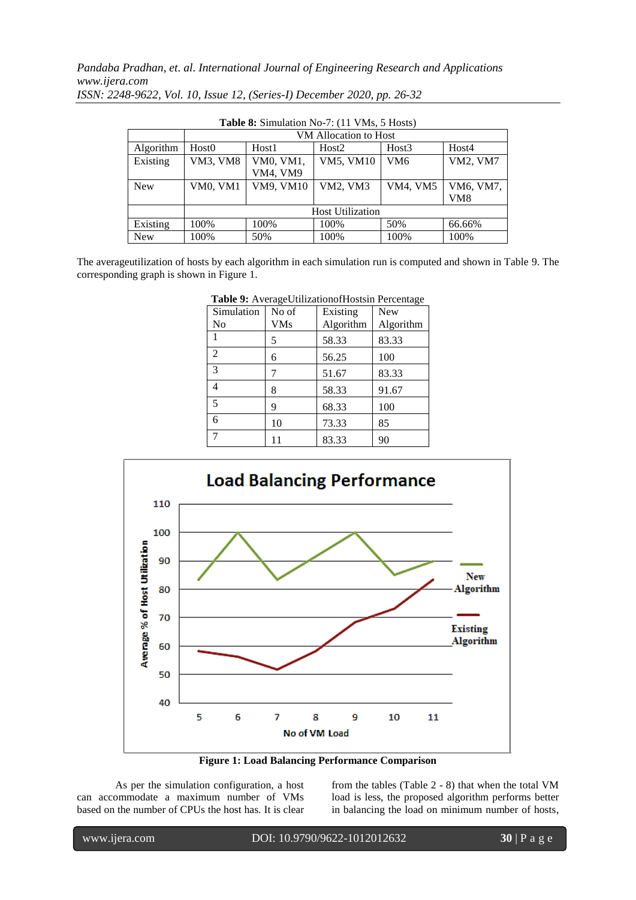**Table 8:** Simulation No-7: (11 VMs, 5 Hosts)

| Algorithm | VM Allocation to Host | | | | |
|---|---|---|---|---|---|
| Algorithm | Host0 | Host1 | Host2 | Host3 | Host4 |
| Existing | VM3, VM8 | VM0, VM1, VM4, VM9 | VM5, VM10 | VM6 | VM2, VM7 |
| New | VM0, VM1 | VM9, VM10 | VM2, VM3 | VM4, VM5 | VM6, VM7, VM8 |
| | Host Utilization | | | | |
| Existing | 100% | 100% | 100% | 50% | 66.66% |
| New | 100% | 50% | 100% | 100% | 100% |

The averageutilization of hosts by each algorithm in each simulation run is computed and shown in Table 9. The corresponding graph is shown in Figure 1.

**Table 9:** AverageUtilizationofHostsin Percentage

| Simulation No | No of VMs | Existing Algorithm | New Algorithm |
|---|---|---|---|
| 1 | 5 | 58.33 | 83.33 |
| 2 | 6 | 56.25 | 100 |
| 3 | 7 | 51.67 | 83.33 |
| 4 | 8 | 58.33 | 91.67 |
| 5 | 9 | 68.33 | 100 |
| 6 | 10 | 73.33 | 85 |
| 7 | 11 | 83.33 | 90 |

**Figure 1: Load Balancing Performance Comparison**

As per the simulation configuration, a host can accommodate a maximum number of VMs based on the number of CPUs the host has. It is clear from the tables (Table 2 - 8) that when the total VM load is less, the proposed algorithm performs better in balancing the load on minimum number of hosts,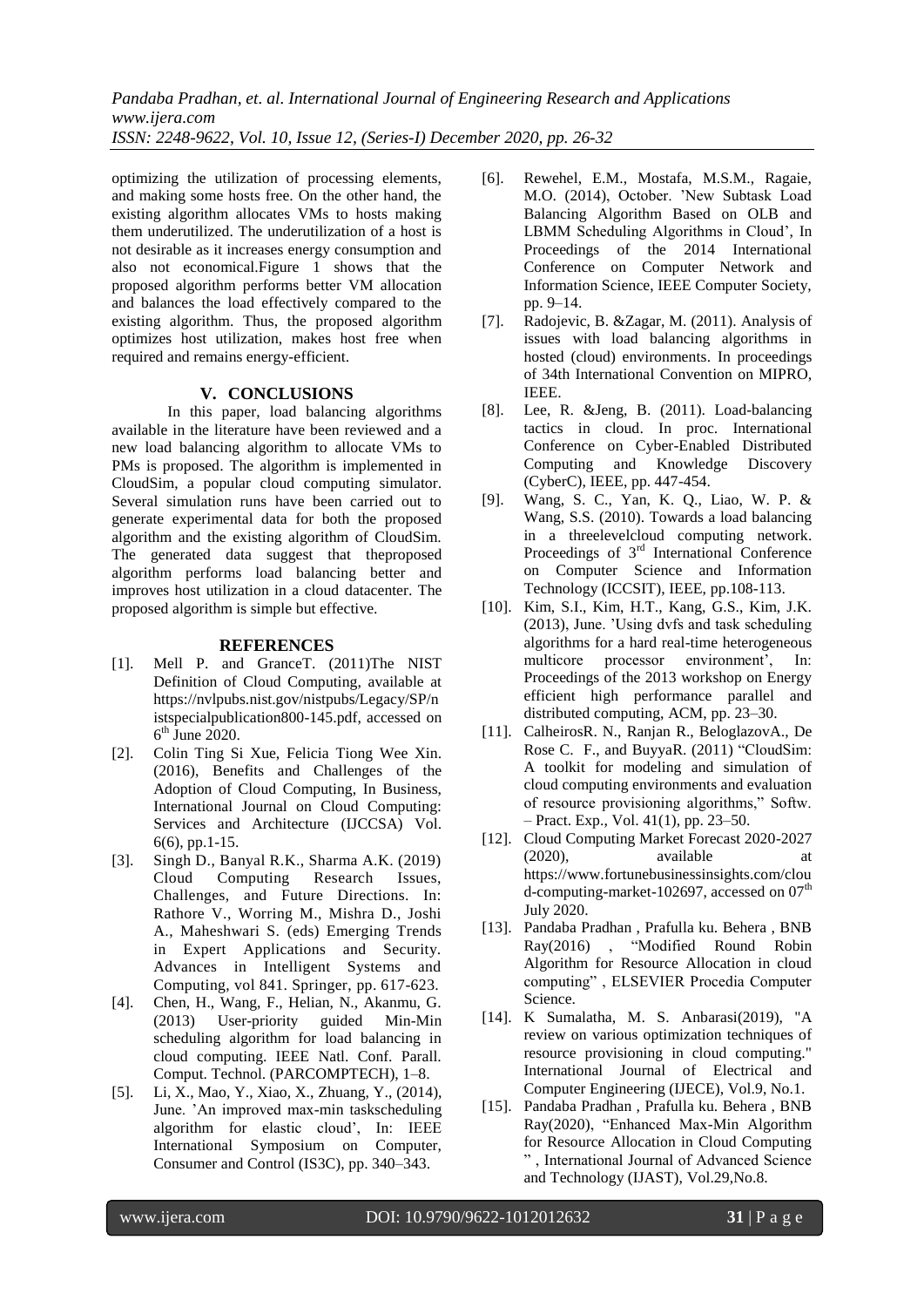optimizing the utilization of processing elements, and making some hosts free. On the other hand, the existing algorithm allocates VMs to hosts making them underutilized. The underutilization of a host is not desirable as it increases energy consumption and also not economical.Figure 1 shows that the proposed algorithm performs better VM allocation and balances the load effectively compared to the existing algorithm. Thus, the proposed algorithm optimizes host utilization, makes host free when required and remains energy-efficient.

## V. CONCLUSIONS

In this paper, load balancing algorithms available in the literature have been reviewed and a new load balancing algorithm to allocate VMs to PMs is proposed. The algorithm is implemented in CloudSim, a popular cloud computing simulator. Several simulation runs have been carried out to generate experimental data for both the proposed algorithm and the existing algorithm of CloudSim. The generated data suggest that theproposed algorithm performs load balancing better and improves host utilization in a cloud datacenter. The proposed algorithm is simple but effective.

## REFERENCES

[1]. Mell P. and GranceT. (2011)The NIST Definition of Cloud Computing, available at https://nvlpubs.nist.gov/nistpubs/Legacy/SP/nistspecialpublication800-145.pdf, accessed on 6th June 2020.

[2]. Colin Ting Si Xue, Felicia Tiong Wee Xin. (2016), Benefits and Challenges of the Adoption of Cloud Computing, In Business, International Journal on Cloud Computing: Services and Architecture (IJCCSA) Vol. 6(6), pp.1-15.

[3]. Singh D., Banyal R.K., Sharma A.K. (2019) Cloud Computing Research Issues, Challenges, and Future Directions. In: Rathore V., Worring M., Mishra D., Joshi A., Maheshwari S. (eds) Emerging Trends in Expert Applications and Security. Advances in Intelligent Systems and Computing, vol 841. Springer, pp. 617-623.

[4]. Chen, H., Wang, F., Helian, N., Akanmu, G. (2013) User-priority guided Min-Min scheduling algorithm for load balancing in cloud computing. IEEE Natl. Conf. Parall. Comput. Technol. (PARCOMPTECH), 1–8.

[5]. Li, X., Mao, Y., Xiao, X., Zhuang, Y., (2014), June. 'An improved max-min taskscheduling algorithm for elastic cloud', In: IEEE International Symposium on Computer, Consumer and Control (IS3C), pp. 340–343.

[6]. Rewehel, E.M., Mostafa, M.S.M., Ragaie, M.O. (2014), October. 'New Subtask Load Balancing Algorithm Based on OLB and LBMM Scheduling Algorithms in Cloud', In Proceedings of the 2014 International Conference on Computer Network and Information Science, IEEE Computer Society, pp. 9–14.

[7]. Radojevic, B. &Zagar, M. (2011). Analysis of issues with load balancing algorithms in hosted (cloud) environments. In proceedings of 34th International Convention on MIPRO, IEEE.

[8]. Lee, R. &Jeng, B. (2011). Load-balancing tactics in cloud. In proc. International Conference on Cyber-Enabled Distributed Computing and Knowledge Discovery (CyberC), IEEE, pp. 447-454.

[9]. Wang, S. C., Yan, K. Q., Liao, W. P. & Wang, S.S. (2010). Towards a load balancing in a threelevelcloud computing network. Proceedings of 3rd International Conference on Computer Science and Information Technology (ICCSIT), IEEE, pp.108-113.

[10]. Kim, S.I., Kim, H.T., Kang, G.S., Kim, J.K. (2013), June. 'Using dvfs and task scheduling algorithms for a hard real-time heterogeneous multicore processor environment', In: Proceedings of the 2013 workshop on Energy efficient high performance parallel and distributed computing, ACM, pp. 23–30.

[11]. CalheirosR. N., Ranjan R., BeloglazovA., De Rose C. F., and BuyyaR. (2011) "CloudSim: A toolkit for modeling and simulation of cloud computing environments and evaluation of resource provisioning algorithms," Softw. – Pract. Exp., Vol. 41(1), pp. 23–50.

[12]. Cloud Computing Market Forecast 2020-2027 (2020), available at https://www.fortunebusinessinsights.com/cloud-computing-market-102697, accessed on 07th July 2020.

[13]. Pandaba Pradhan , Prafulla ku. Behera , BNB Ray(2016) , "Modified Round Robin Algorithm for Resource Allocation in cloud computing" , ELSEVIER Procedia Computer Science.

[14]. K Sumalatha, M. S. Anbarasi(2019), "A review on various optimization techniques of resource provisioning in cloud computing." International Journal of Electrical and Computer Engineering (IJECE), Vol.9, No.1.

[15]. Pandaba Pradhan , Prafulla ku. Behera , BNB Ray(2020), "Enhanced Max-Min Algorithm for Resource Allocation in Cloud Computing" , International Journal of Advanced Science and Technology (IJAST), Vol.29,No.8.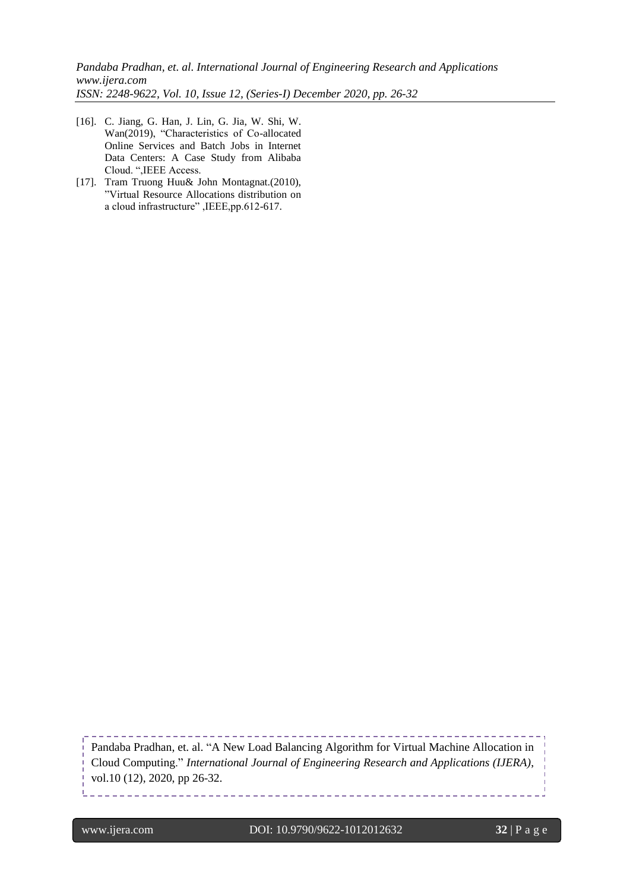[16]. C. Jiang, G. Han, J. Lin, G. Jia, W. Shi, W. Wan(2019), "Characteristics of Co-allocated Online Services and Batch Jobs in Internet Data Centers: A Case Study from Alibaba Cloud. ",IEEE Access.

[17]. Tram Truong Huu& John Montagnat.(2010), "Virtual Resource Allocations distribution on a cloud infrastructure" ,IEEE,pp.612-617.

Pandaba Pradhan, et. al. "A New Load Balancing Algorithm for Virtual Machine Allocation in Cloud Computing." *International Journal of Engineering Research and Applications (IJERA)*, vol.10 (12), 2020, pp 26-32.